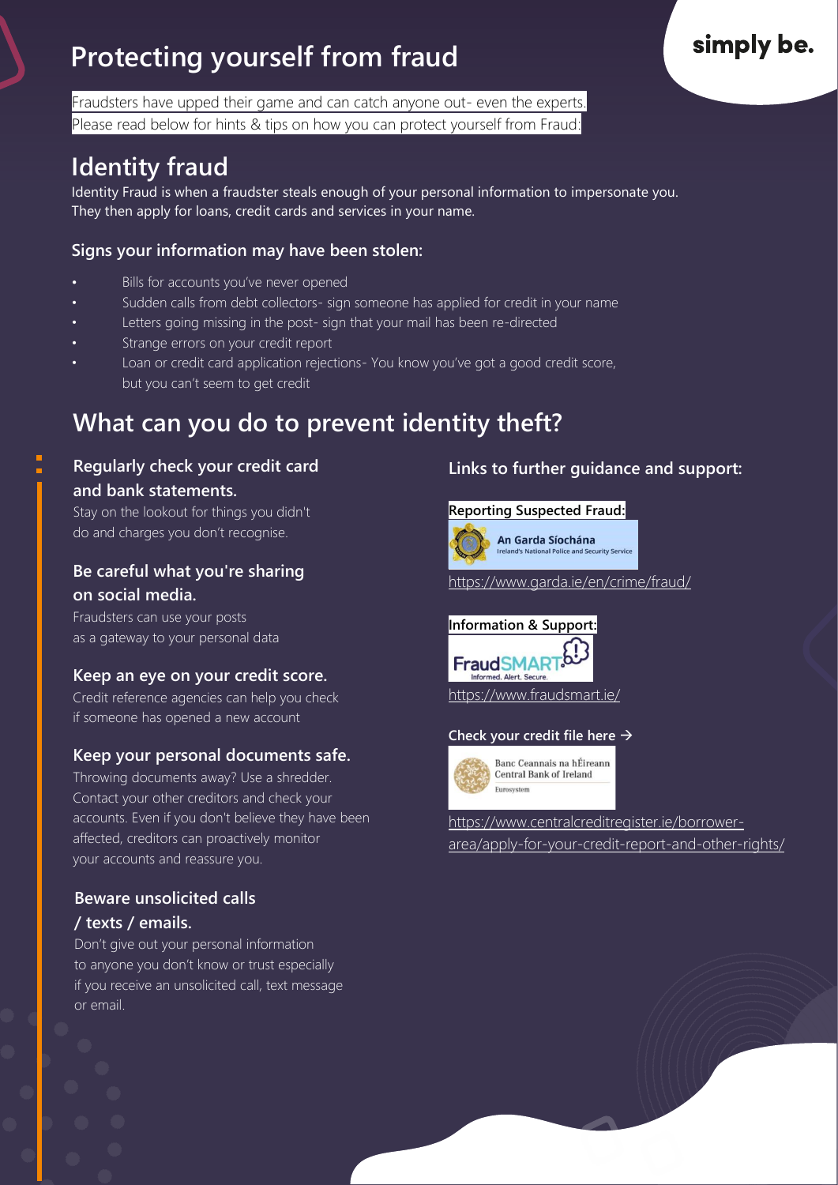# Protecting yourself from fraud

simply be.

Fraudsters have upped their game and can catch anyone out- even the experts.
Please read below for hints & tips on how you can protect yourself from Fraud:

## Identity fraud

Identity Fraud is when a fraudster steals enough of your personal information to impersonate you. They then apply for loans, credit cards and services in your name.

### Signs your information may have been stolen:

- Bills for accounts you've never opened
- Sudden calls from debt collectors- sign someone has applied for credit in your name
- Letters going missing in the post- sign that your mail has been re-directed
- Strange errors on your credit report
- Loan or credit card application rejections- You know you've got a good credit score, but you can't seem to get credit

## What can you do to prevent identity theft?

### Regularly check your credit card and bank statements.

Stay on the lookout for things you didn't do and charges you don't recognise.

### Be careful what you're sharing on social media.

Fraudsters can use your posts as a gateway to your personal data

### Keep an eye on your credit score.

Credit reference agencies can help you check if someone has opened a new account

### Keep your personal documents safe.

Throwing documents away? Use a shredder. Contact your other creditors and check your accounts. Even if you don't believe they have been affected, creditors can proactively monitor your accounts and reassure you.

### Beware unsolicited calls / texts / emails.

Don't give out your personal information to anyone you don't know or trust especially if you receive an unsolicited call, text message or email.

### Links to further guidance and support:

**Reporting Suspected Fraud:**

An Garda Síochána
Ireland's National Police and Security Service

https://www.garda.ie/en/crime/fraud/

**Information & Support:**

FraudSMART
Informed. Alert. Secure.

https://www.fraudsmart.ie/

**Check your credit file here →**

Banc Ceannais na hÉireann
Central Bank of Ireland
Eurosystem

https://www.centralcreditregister.ie/borrower-area/apply-for-your-credit-report-and-other-rights/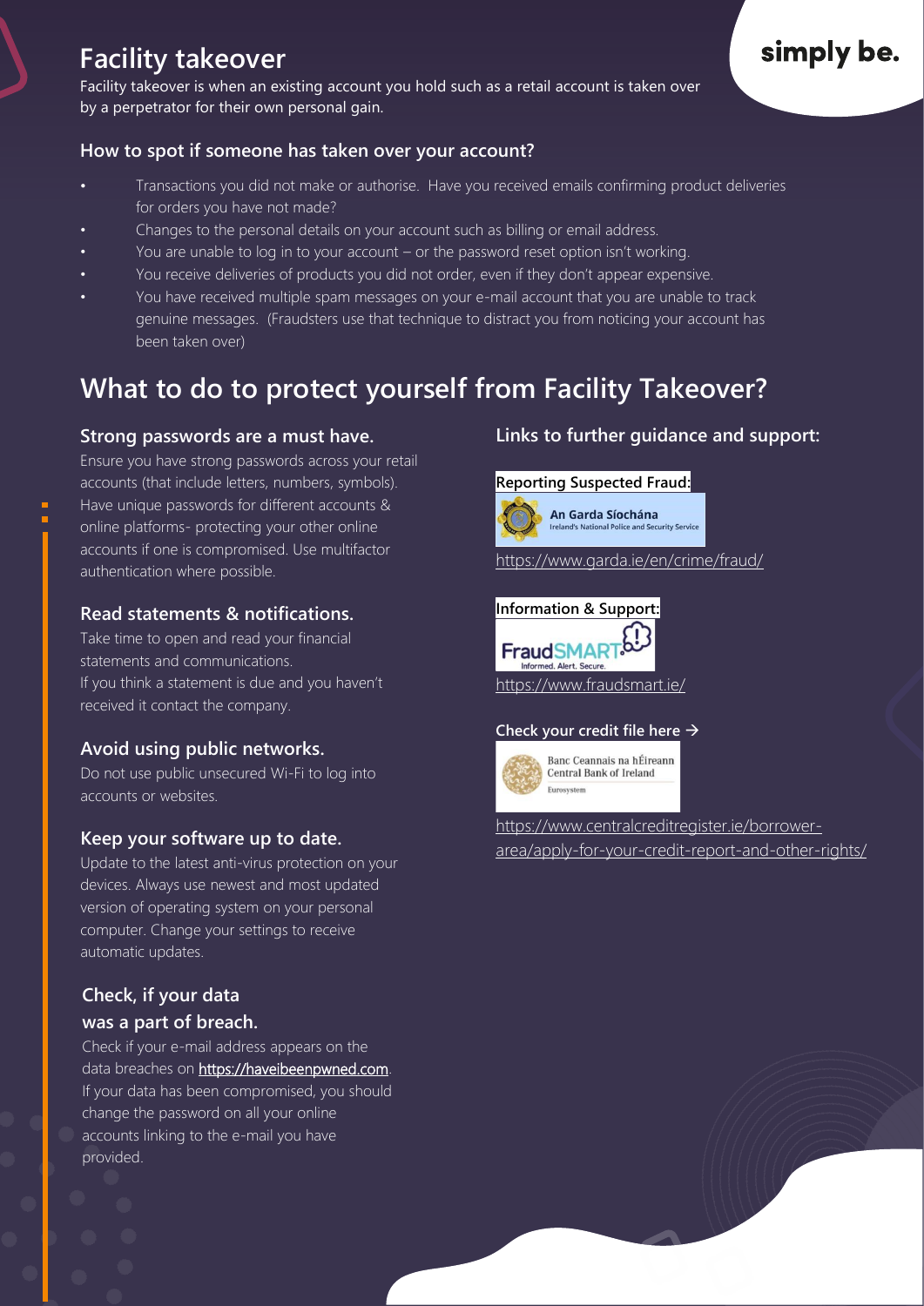# Facility takeover

Facility takeover is when an existing account you hold such as a retail account is taken over by a perpetrator for their own personal gain.

### How to spot if someone has taken over your account?

- Transactions you did not make or authorise. Have you received emails confirming product deliveries for orders you have not made?
- Changes to the personal details on your account such as billing or email address.
- You are unable to log in to your account – or the password reset option isn't working.
- You receive deliveries of products you did not order, even if they don't appear expensive.
- You have received multiple spam messages on your e-mail account that you are unable to track genuine messages. (Fraudsters use that technique to distract you from noticing your account has been taken over)

## What to do to protect yourself from Facility Takeover?

### Strong passwords are a must have.

Ensure you have strong passwords across your retail accounts (that include letters, numbers, symbols). Have unique passwords for different accounts & online platforms- protecting your other online accounts if one is compromised. Use multifactor authentication where possible.

### Read statements & notifications.

Take time to open and read your financial statements and communications.
If you think a statement is due and you haven't received it contact the company.

### Avoid using public networks.

Do not use public unsecured Wi-Fi to log into accounts or websites.

### Keep your software up to date.

Update to the latest anti-virus protection on your devices. Always use newest and most updated version of operating system on your personal computer. Change your settings to receive automatic updates.

### Check, if your data was a part of breach.

Check if your e-mail address appears on the data breaches on https://haveibeenpwned.com. If your data has been compromised, you should change the password on all your online accounts linking to the e-mail you have provided.

### Links to further guidance and support:

**Reporting Suspected Fraud:**

An Garda Síochána
Ireland's National Police and Security Service

https://www.garda.ie/en/crime/fraud/

**Information & Support:**

FraudSMART
Informed. Alert. Secure.

https://www.fraudsmart.ie/

**Check your credit file here →**

Banc Ceannais na hÉireann
Central Bank of Ireland
Eurosystem

https://www.centralcreditregister.ie/borrower-area/apply-for-your-credit-report-and-other-rights/